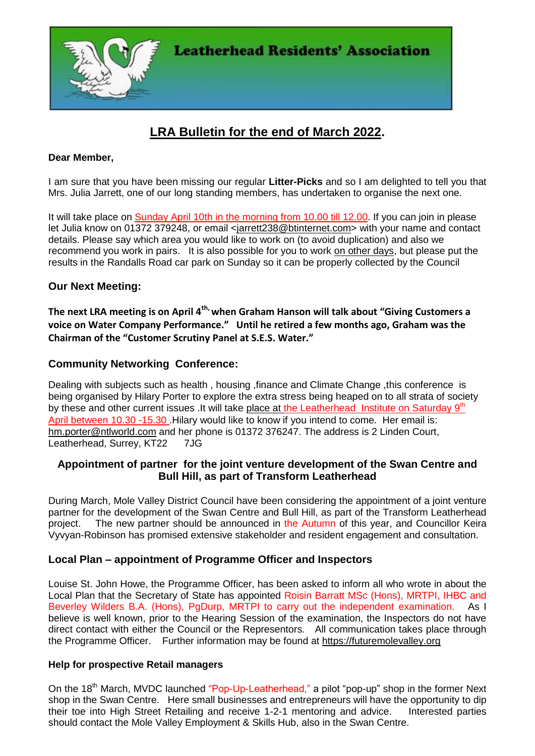Leatherhead Residents' Association

# LRA Bulletin for the end of March 2022.

**Dear Member,**

I am sure that you have been missing our regular **Litter-Picks** and so I am delighted to tell you that Mrs. Julia Jarrett, one of our long standing members, has undertaken to organise the next one.

It will take place on Sunday April 10th in the morning from 10.00 till 12.00. If you can join in please let Julia know on 01372 379248, or email <jarrett238@btinternet.com> with your name and contact details. Please say which area you would like to work on (to avoid duplication) and also we recommend you work in pairs. It is also possible for you to work on other days, but please put the results in the Randalls Road car park on Sunday so it can be properly collected by the Council

## Our Next Meeting:

**The next LRA meeting is on April 4th, when Graham Hanson will talk about "Giving Customers a voice on Water Company Performance." Until he retired a few months ago, Graham was the Chairman of the "Customer Scrutiny Panel at S.E.S. Water."**

## Community Networking Conference:

Dealing with subjects such as health , housing ,finance and Climate Change ,this conference is being organised by Hilary Porter to explore the extra stress being heaped on to all strata of society by these and other current issues .It will take place at the Leatherhead Institute on Saturday 9th April between 10.30 -15.30 .Hilary would like to know if you intend to come. Her email is: hm.porter@ntlworld.com and her phone is 01372 376247. The address is 2 Linden Court, Leatherhead, Surrey, KT22 7JG

## Appointment of partner for the joint venture development of the Swan Centre and Bull Hill, as part of Transform Leatherhead

During March, Mole Valley District Council have been considering the appointment of a joint venture partner for the development of the Swan Centre and Bull Hill, as part of the Transform Leatherhead project. The new partner should be announced in the Autumn of this year, and Councillor Keira Vyvyan-Robinson has promised extensive stakeholder and resident engagement and consultation.

## Local Plan – appointment of Programme Officer and Inspectors

Louise St. John Howe, the Programme Officer, has been asked to inform all who wrote in about the Local Plan that the Secretary of State has appointed Roisin Barratt MSc (Hons), MRTPI, IHBC and Beverley Wilders B.A. (Hons), PgDurp, MRTPI to carry out the independent examination. As I believe is well known, prior to the Hearing Session of the examination, the Inspectors do not have direct contact with either the Council or the Representors. All communication takes place through the Programme Officer. Further information may be found at https://futuremolevalley.org

### Help for prospective Retail managers

On the 18th March, MVDC launched "Pop-Up-Leatherhead," a pilot "pop-up" shop in the former Next shop in the Swan Centre. Here small businesses and entrepreneurs will have the opportunity to dip their toe into High Street Retailing and receive 1-2-1 mentoring and advice. Interested parties should contact the Mole Valley Employment & Skills Hub, also in the Swan Centre.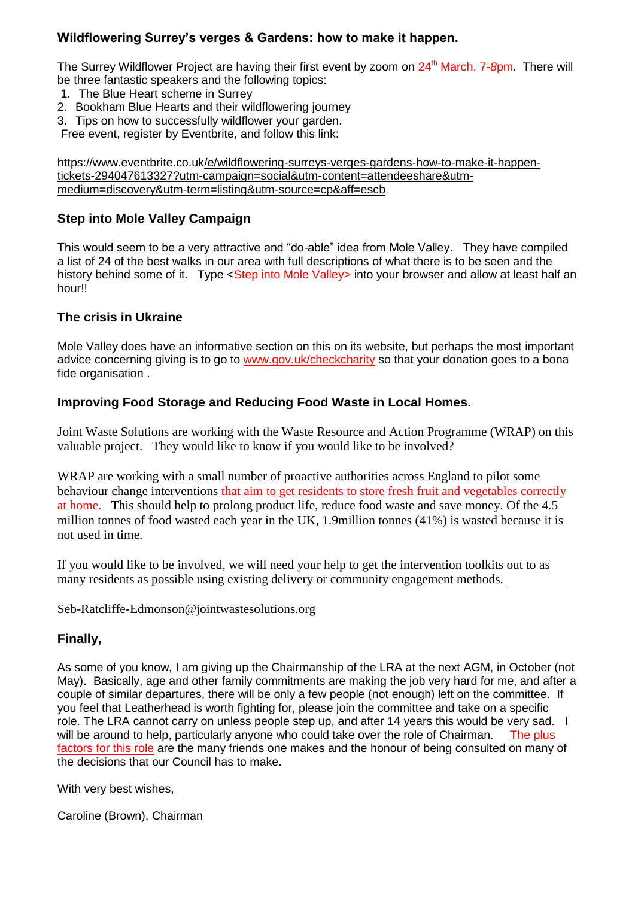### Wildflowering Surrey's verges & Gardens: how to make it happen.

The Surrey Wildflower Project are having their first event by zoom on 24th March, 7-8pm. There will be three fantastic speakers and the following topics:

1. The Blue Heart scheme in Surrey
2. Bookham Blue Hearts and their wildflowering journey
3. Tips on how to successfully wildflower your garden.

Free event, register by Eventbrite, and follow this link:

https://www.eventbrite.co.uk/e/wildflowering-surreys-verges-gardens-how-to-make-it-happen-tickets-294047613327?utm-campaign=social&utm-content=attendeeshare&utm-medium=discovery&utm-term=listing&utm-source=cp&aff=escb

### Step into Mole Valley Campaign

This would seem to be a very attractive and "do-able" idea from Mole Valley. They have compiled a list of 24 of the best walks in our area with full descriptions of what there is to be seen and the history behind some of it. Type <Step into Mole Valley> into your browser and allow at least half an hour!!

### The crisis in Ukraine

Mole Valley does have an informative section on this on its website, but perhaps the most important advice concerning giving is to go to www.gov.uk/checkcharity so that your donation goes to a bona fide organisation .

### Improving Food Storage and Reducing Food Waste in Local Homes.

Joint Waste Solutions are working with the Waste Resource and Action Programme (WRAP) on this valuable project. They would like to know if you would like to be involved?

WRAP are working with a small number of proactive authorities across England to pilot some behaviour change interventions that aim to get residents to store fresh fruit and vegetables correctly at home. This should help to prolong product life, reduce food waste and save money. Of the 4.5 million tonnes of food wasted each year in the UK, 1.9million tonnes (41%) is wasted because it is not used in time.

If you would like to be involved, we will need your help to get the intervention toolkits out to as many residents as possible using existing delivery or community engagement methods.

Seb-Ratcliffe-Edmonson@jointwastesolutions.org

### Finally,

As some of you know, I am giving up the Chairmanship of the LRA at the next AGM, in October (not May). Basically, age and other family commitments are making the job very hard for me, and after a couple of similar departures, there will be only a few people (not enough) left on the committee. If you feel that Leatherhead is worth fighting for, please join the committee and take on a specific role. The LRA cannot carry on unless people step up, and after 14 years this would be very sad. I will be around to help, particularly anyone who could take over the role of Chairman. The plus factors for this role are the many friends one makes and the honour of being consulted on many of the decisions that our Council has to make.

With very best wishes,

Caroline (Brown), Chairman